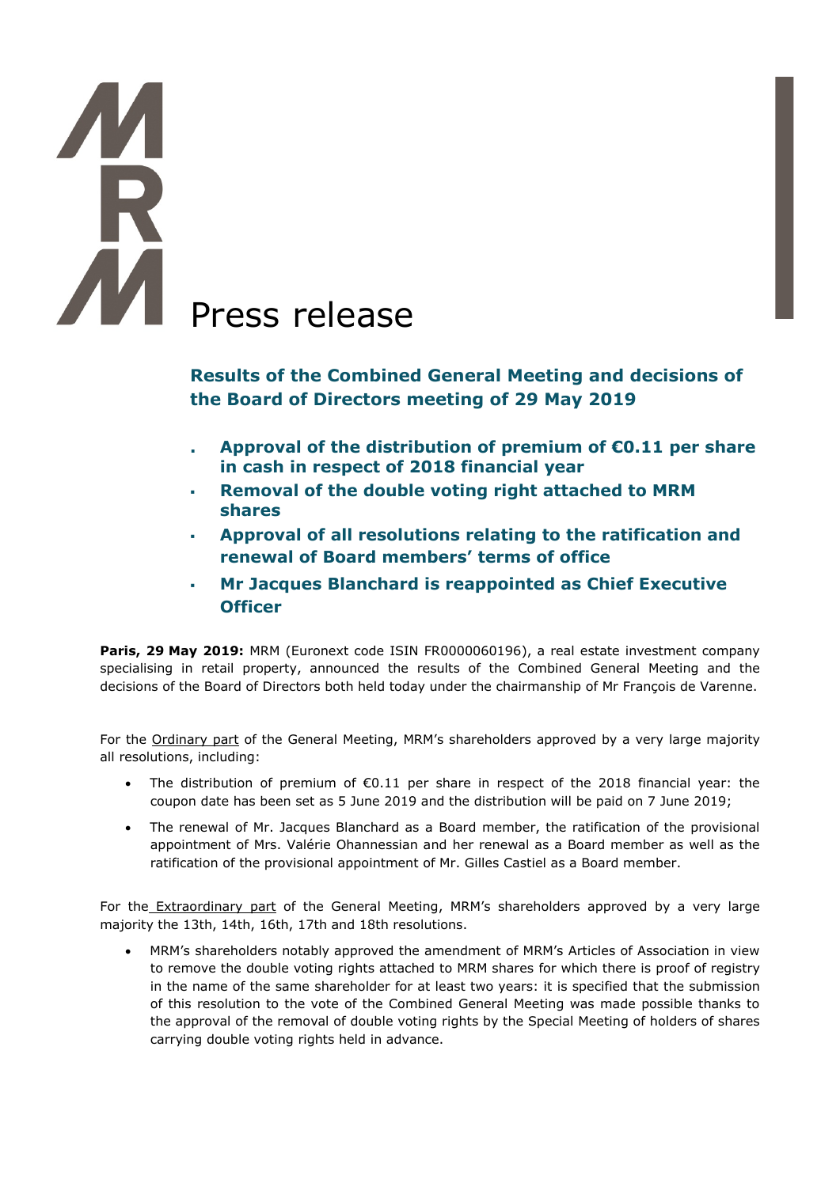# Press release

## Results of the Combined General Meeting and decisions of the Board of Directors meeting of 29 May 2019

- **Approval of the distribution of premium of €0.11 per share in cash in respect of 2018 financial year**
- **Removal of the double voting right attached to MRM shares**
- **Approval of all resolutions relating to the ratification and renewal of Board members' terms of office**
- **Mr Jacques Blanchard is reappointed as Chief Executive Officer**

**Paris, 29 May 2019:** MRM (Euronext code ISIN FR0000060196), a real estate investment company specialising in retail property, announced the results of the Combined General Meeting and the decisions of the Board of Directors both held today under the chairmanship of Mr François de Varenne.

For the Ordinary part of the General Meeting, MRM's shareholders approved by a very large majority all resolutions, including:

- The distribution of premium of €0.11 per share in respect of the 2018 financial year: the coupon date has been set as 5 June 2019 and the distribution will be paid on 7 June 2019;
- The renewal of Mr. Jacques Blanchard as a Board member, the ratification of the provisional appointment of Mrs. Valérie Ohannessian and her renewal as a Board member as well as the ratification of the provisional appointment of Mr. Gilles Castiel as a Board member.

For the Extraordinary part of the General Meeting, MRM's shareholders approved by a very large majority the 13th, 14th, 16th, 17th and 18th resolutions.

- MRM's shareholders notably approved the amendment of MRM's Articles of Association in view to remove the double voting rights attached to MRM shares for which there is proof of registry in the name of the same shareholder for at least two years: it is specified that the submission of this resolution to the vote of the Combined General Meeting was made possible thanks to the approval of the removal of double voting rights by the Special Meeting of holders of shares carrying double voting rights held in advance.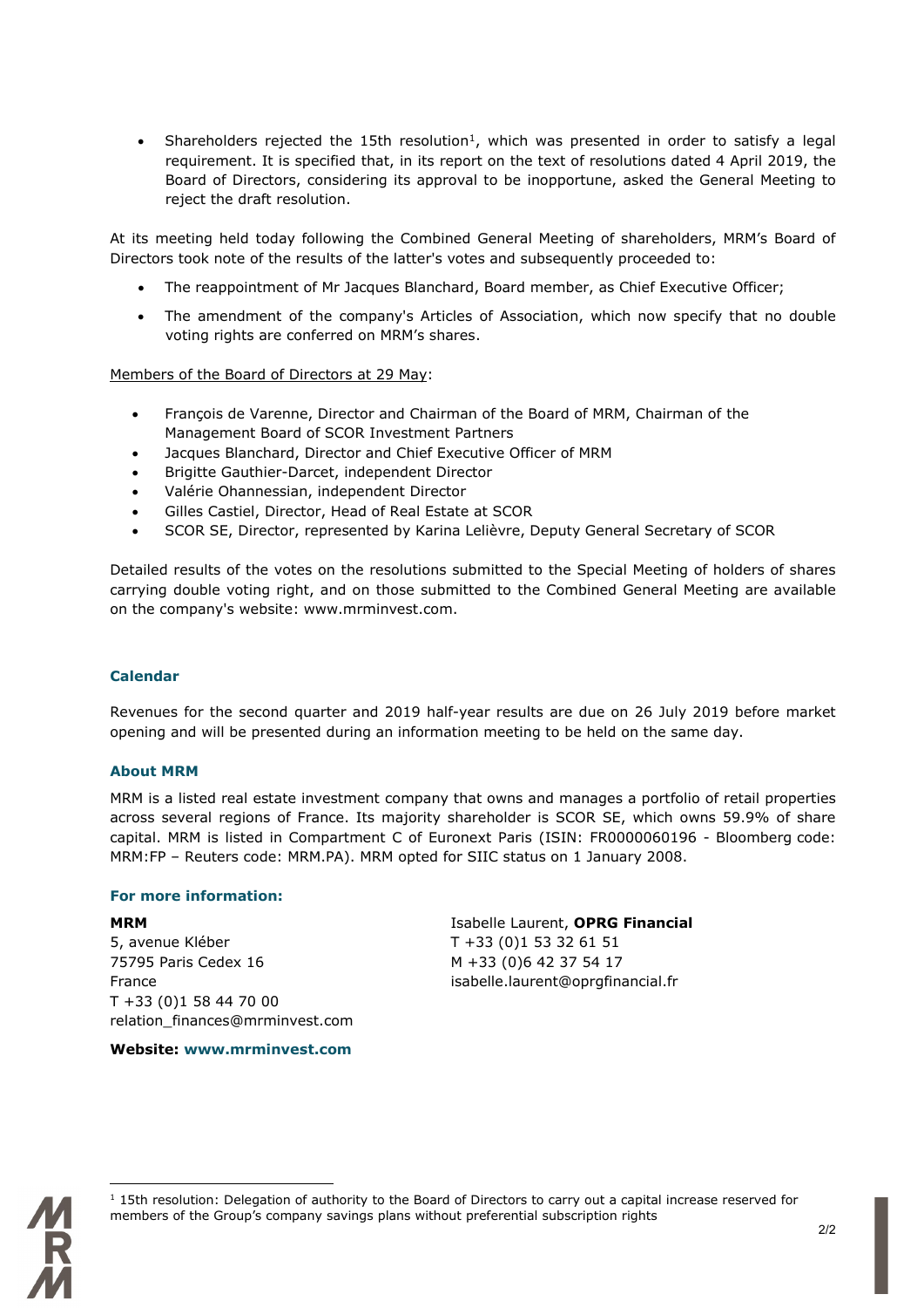- Shareholders rejected the 15th resolution[1], which was presented in order to satisfy a legal requirement. It is specified that, in its report on the text of resolutions dated 4 April 2019, the Board of Directors, considering its approval to be inopportune, asked the General Meeting to reject the draft resolution.

At its meeting held today following the Combined General Meeting of shareholders, MRM's Board of Directors took note of the results of the latter's votes and subsequently proceeded to:

- The reappointment of Mr Jacques Blanchard, Board member, as Chief Executive Officer;
- The amendment of the company's Articles of Association, which now specify that no double voting rights are conferred on MRM's shares.

Members of the Board of Directors at 29 May:

- François de Varenne, Director and Chairman of the Board of MRM, Chairman of the Management Board of SCOR Investment Partners
- Jacques Blanchard, Director and Chief Executive Officer of MRM
- Brigitte Gauthier-Darcet, independent Director
- Valérie Ohannessian, independent Director
- Gilles Castiel, Director, Head of Real Estate at SCOR
- SCOR SE, Director, represented by Karina Lelièvre, Deputy General Secretary of SCOR

Detailed results of the votes on the resolutions submitted to the Special Meeting of holders of shares carrying double voting right, and on those submitted to the Combined General Meeting are available on the company's website: www.mrminvest.com.

## Calendar

Revenues for the second quarter and 2019 half-year results are due on 26 July 2019 before market opening and will be presented during an information meeting to be held on the same day.

## About MRM

MRM is a listed real estate investment company that owns and manages a portfolio of retail properties across several regions of France. Its majority shareholder is SCOR SE, which owns 59.9% of share capital. MRM is listed in Compartment C of Euronext Paris (ISIN: FR0000060196 - Bloomberg code: MRM:FP – Reuters code: MRM.PA). MRM opted for SIIC status on 1 January 2008.

## For more information:

**MRM**
5, avenue Kléber
75795 Paris Cedex 16
France
T +33 (0)1 58 44 70 00
relation_finances@mrminvest.com

Isabelle Laurent, **OPRG Financial**
T +33 (0)1 53 32 61 51
M +33 (0)6 42 37 54 17
isabelle.laurent@oprgfinancial.fr

**Website: www.mrminvest.com**

[1] 15th resolution: Delegation of authority to the Board of Directors to carry out a capital increase reserved for members of the Group's company savings plans without preferential subscription rights